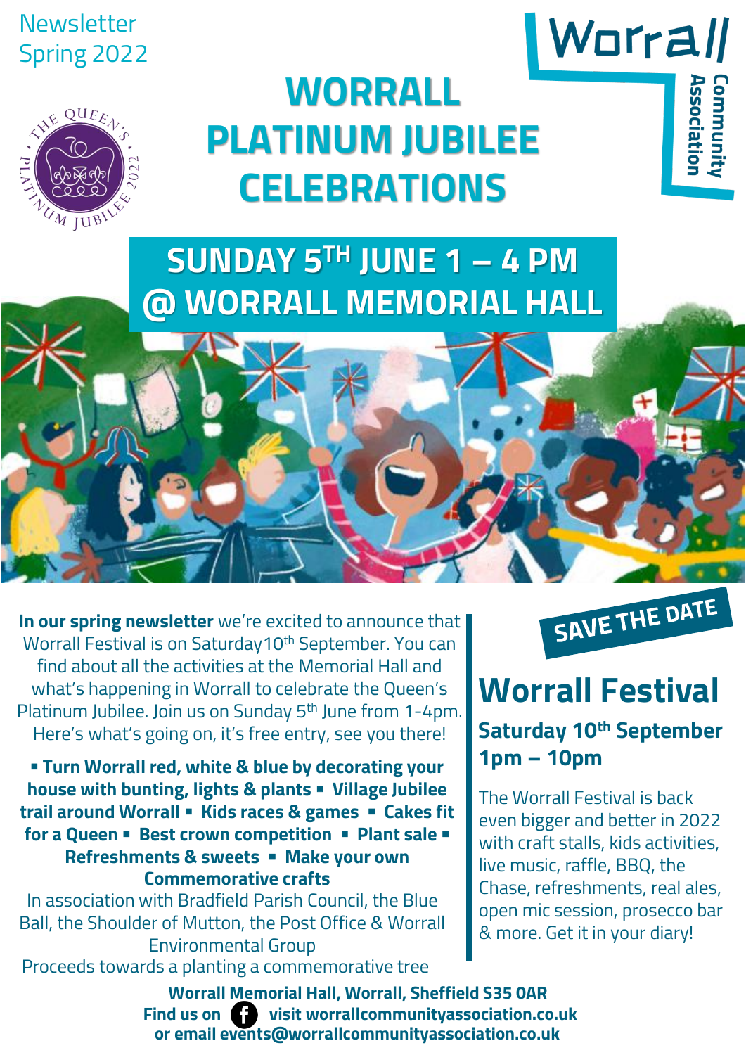Newsletter
Spring 2022

Worrall Community Association

# WORRALL PLATINUM JUBILEE CELEBRATIONS

## SUNDAY 5TH JUNE 1 – 4 PM @ WORRALL MEMORIAL HALL

**In our spring newsletter** we're excited to announce that Worrall Festival is on Saturday10th September. You can find about all the activities at the Memorial Hall and what's happening in Worrall to celebrate the Queen's Platinum Jubilee. Join us on Sunday 5th June from 1-4pm. Here's what's going on, it's free entry, see you there!

**▪ Turn Worrall red, white & blue by decorating your house with bunting, lights & plants ▪ Village Jubilee trail around Worrall ▪ Kids races & games ▪ Cakes fit for a Queen ▪ Best crown competition ▪ Plant sale ▪ Refreshments & sweets ▪ Make your own Commemorative crafts**

In association with Bradfield Parish Council, the Blue Ball, the Shoulder of Mutton, the Post Office & Worrall Environmental Group

Proceeds towards a planting a commemorative tree

**SAVE THE DATE**

## Worrall Festival

### Saturday 10th September 1pm – 10pm

The Worrall Festival is back even bigger and better in 2022 with craft stalls, kids activities, live music, raffle, BBQ, the Chase, refreshments, real ales, open mic session, prosecco bar & more. Get it in your diary!

**Worrall Memorial Hall, Worrall, Sheffield S35 0AR**
**Find us on Facebook visit worrallcommunityassociation.co.uk or email events@worrallcommunityassociation.co.uk**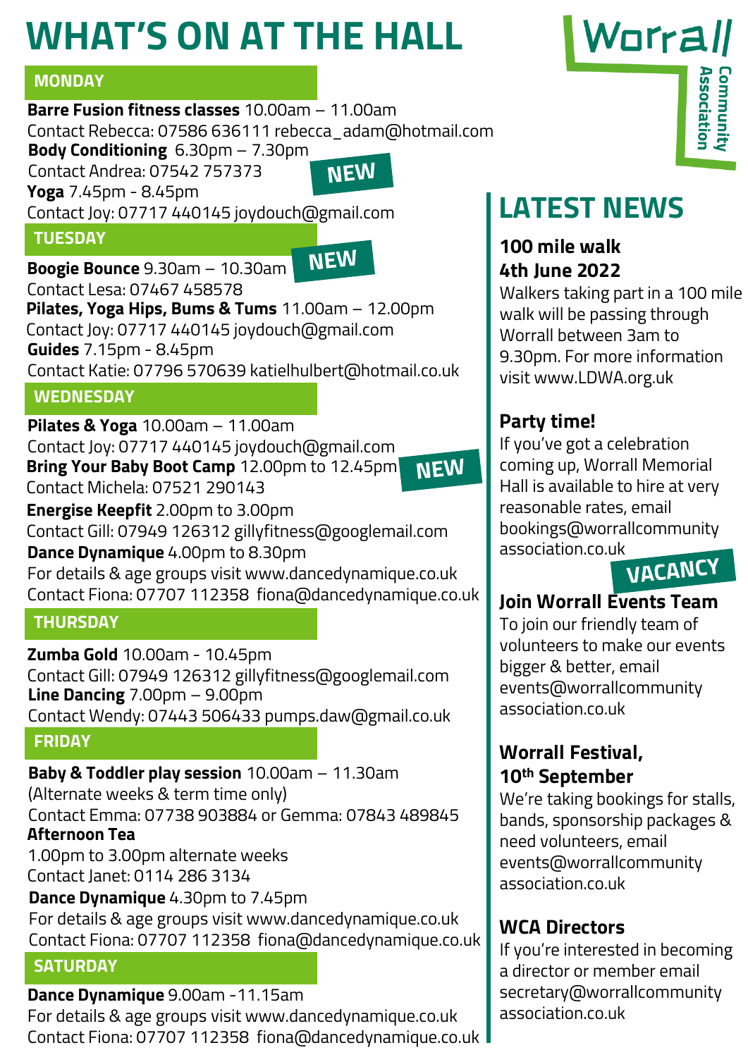# WHAT'S ON AT THE HALL

## MONDAY

**Barre Fusion fitness classes** 10.00am – 11.00am
Contact Rebecca: 07586 636111 rebecca_adam@hotmail.com
**Body Conditioning** 6.30pm – 7.30pm **NEW**
Contact Andrea: 07542 757373
**Yoga** 7.45pm - 8.45pm
Contact Joy: 07717 440145 joydouch@gmail.com

## TUESDAY

**Boogie Bounce** 9.30am – 10.30am **NEW**
Contact Lesa: 07467 458578
**Pilates, Yoga Hips, Bums & Tums** 11.00am – 12.00pm
Contact Joy: 07717 440145 joydouch@gmail.com
**Guides** 7.15pm - 8.45pm
Contact Katie: 07796 570639 katielhulbert@hotmail.co.uk

## WEDNESDAY

**Pilates & Yoga** 10.00am – 11.00am
Contact Joy: 07717 440145 joydouch@gmail.com
**Bring Your Baby Boot Camp** 12.00pm to 12.45pm **NEW**
Contact Michela: 07521 290143
**Energise Keepfit** 2.00pm to 3.00pm
Contact Gill: 07949 126312 gillyfitness@googlemail.com
**Dance Dynamique** 4.00pm to 8.30pm
For details & age groups visit www.dancedynamique.co.uk
Contact Fiona: 07707 112358 fiona@dancedynamique.co.uk

## THURSDAY

**Zumba Gold** 10.00am - 10.45pm
Contact Gill: 07949 126312 gillyfitness@googlemail.com
**Line Dancing** 7.00pm – 9.00pm
Contact Wendy: 07443 506433 pumps.daw@gmail.co.uk

## FRIDAY

**Baby & Toddler play session** 10.00am – 11.30am
(Alternate weeks & term time only)
Contact Emma: 07738 903884 or Gemma: 07843 489845
**Afternoon Tea**
1.00pm to 3.00pm alternate weeks
Contact Janet: 0114 286 3134
**Dance Dynamique** 4.30pm to 7.45pm
For details & age groups visit www.dancedynamique.co.uk
Contact Fiona: 07707 112358 fiona@dancedynamique.co.uk

## SATURDAY

**Dance Dynamique** 9.00am -11.15am
For details & age groups visit www.dancedynamique.co.uk
Contact Fiona: 07707 112358 fiona@dancedynamique.co.uk

Worrall Community Association

# LATEST NEWS

### 100 mile walk 4th June 2022

Walkers taking part in a 100 mile walk will be passing through Worrall between 3am to 9.30pm. For more information visit www.LDWA.org.uk

### Party time!

If you've got a celebration coming up, Worrall Memorial Hall is available to hire at very reasonable rates, email bookings@worrallcommunityassociation.co.uk

**VACANCY**

### Join Worrall Events Team

To join our friendly team of volunteers to make our events bigger & better, email events@worrallcommunityassociation.co.uk

### Worrall Festival, 10th September

We're taking bookings for stalls, bands, sponsorship packages & need volunteers, email events@worrallcommunityassociation.co.uk

### WCA Directors

If you're interested in becoming a director or member email secretary@worrallcommunityassociation.co.uk